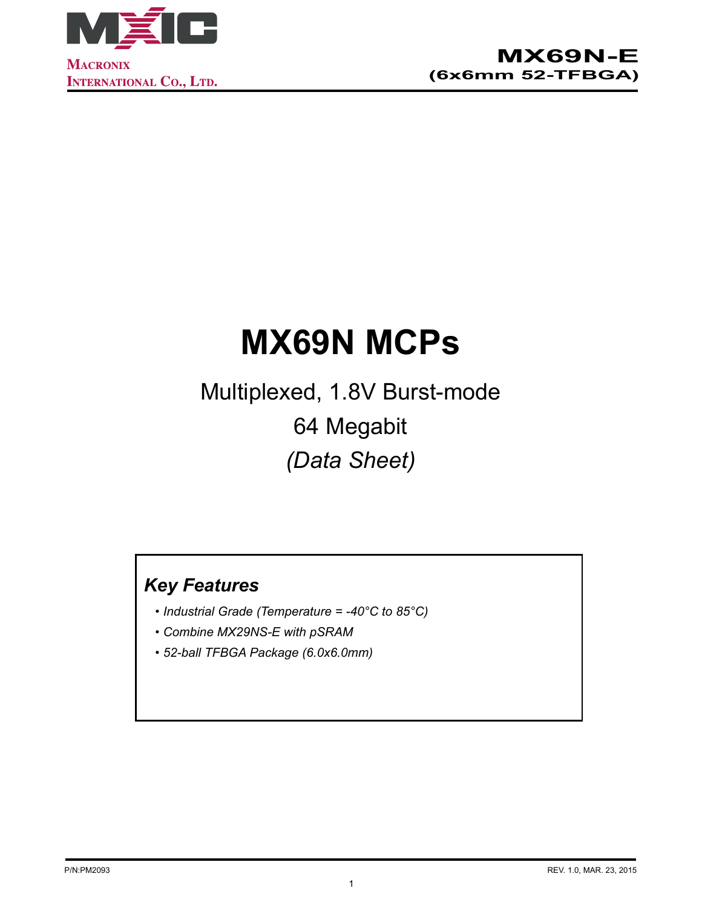# MX69N MCPs

## Multiplexed, 1.8V Burst-mode

## 64 Megabit

## *(Data Sheet)*

### *Key Features*

- *Industrial Grade (Temperature = -40°C to 85°C)*
- *Combine MX29NS-E with pSRAM*
- *52-ball TFBGA Package (6.0x6.0mm)*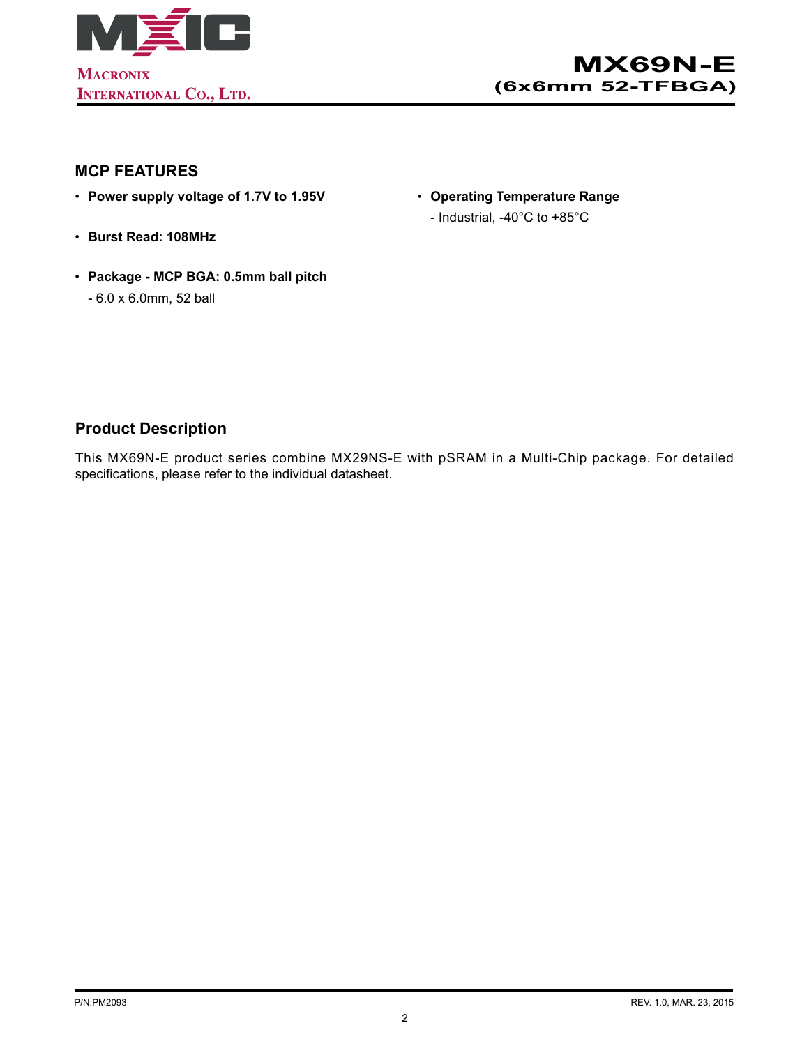## MCP FEATURES

- **Power supply voltage of 1.7V to 1.95V**
- **Burst Read: 108MHz**
- **Package - MCP BGA: 0.5mm ball pitch**
  - 6.0 x 6.0mm, 52 ball
- **Operating Temperature Range**
  - Industrial, -40°C to +85°C

## Product Description

This MX69N-E product series combine MX29NS-E with pSRAM in a Multi-Chip package. For detailed specifications, please refer to the individual datasheet.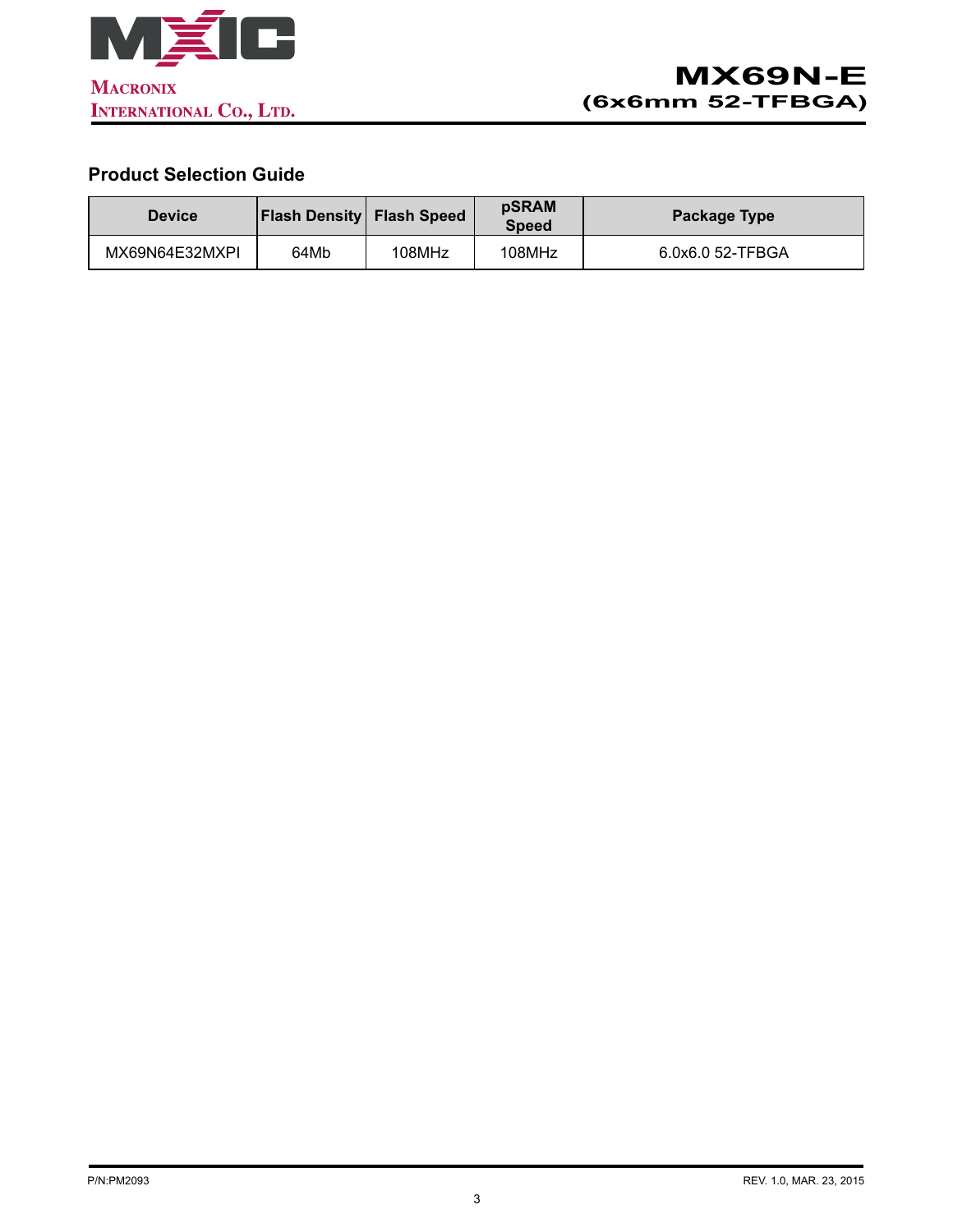## Product Selection Guide

| Device | Flash Density | Flash Speed | pSRAM Speed | Package Type |
|---|---|---|---|---|
| MX69N64E32MXPI | 64Mb | 108MHz | 108MHz | 6.0x6.0 52-TFBGA |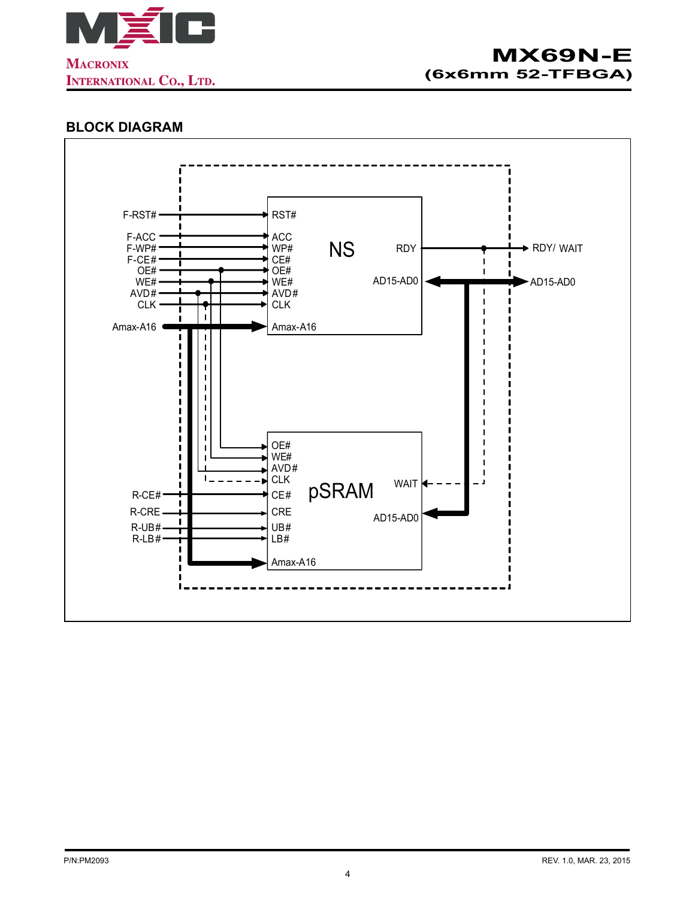## BLOCK DIAGRAM

F-RST#

F-ACC
F-WP#
F-CE#
OE#
WE#
AVD#
CLK

Amax-A16

RST#

ACC
WP#
CE#
OE#
WE#
AVD#
CLK

Amax-A16

NS

RDY

AD15-AD0

RDY/ WAIT

AD15-AD0

OE#
WE#
AVD#
CLK

R-CE#
R-CRE
R-UB#
R-LB#

CE#
CRE
UB#
LB#

Amax-A16

pSRAM

WAIT

AD15-AD0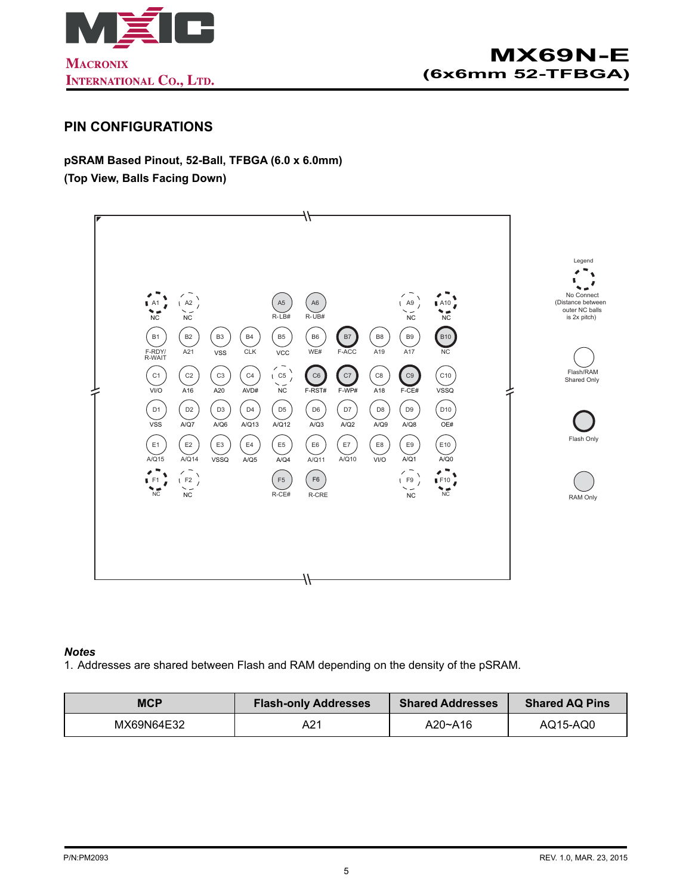## PIN CONFIGURATIONS

**pSRAM Based Pinout, 52-Ball, TFBGA (6.0 x 6.0mm)**
**(Top View, Balls Facing Down)**

| | 1 | 2 | 3 | 4 | 5 | 6 | 7 | 8 | 9 | 10 |
|---|---|---|---|---|---|---|---|---|---|---|
| A | NC | NC | | | R-LB# | R-UB# | | | NC | NC |
| B | F-RDY/ R-WAIT | A21 | VSS | CLK | VCC | WE# | F-ACC | A19 | A17 | NC |
| C | VI/O | A16 | A20 | AVD# | NC | F-RST# | F-WP# | A18 | F-CE# | VSSQ |
| D | VSS | A/Q7 | A/Q6 | A/Q13 | A/Q12 | A/Q3 | A/Q2 | A/Q9 | A/Q8 | OE# |
| E | A/Q15 | A/Q14 | VSSQ | A/Q5 | A/Q4 | A/Q11 | A/Q10 | VI/O | A/Q1 | A/Q0 |
| F | NC | NC | | | R-CE# | R-CRE | | | NC | NC |

Legend

- No Connect (Distance between outer NC balls is 2x pitch)
- Flash/RAM Shared Only
- Flash Only
- RAM Only

***Notes***

1. Addresses are shared between Flash and RAM depending on the density of the pSRAM.

| MCP | Flash-only Addresses | Shared Addresses | Shared AQ Pins |
|---|---|---|---|
| MX69N64E32 | A21 | A20~A16 | AQ15-AQ0 |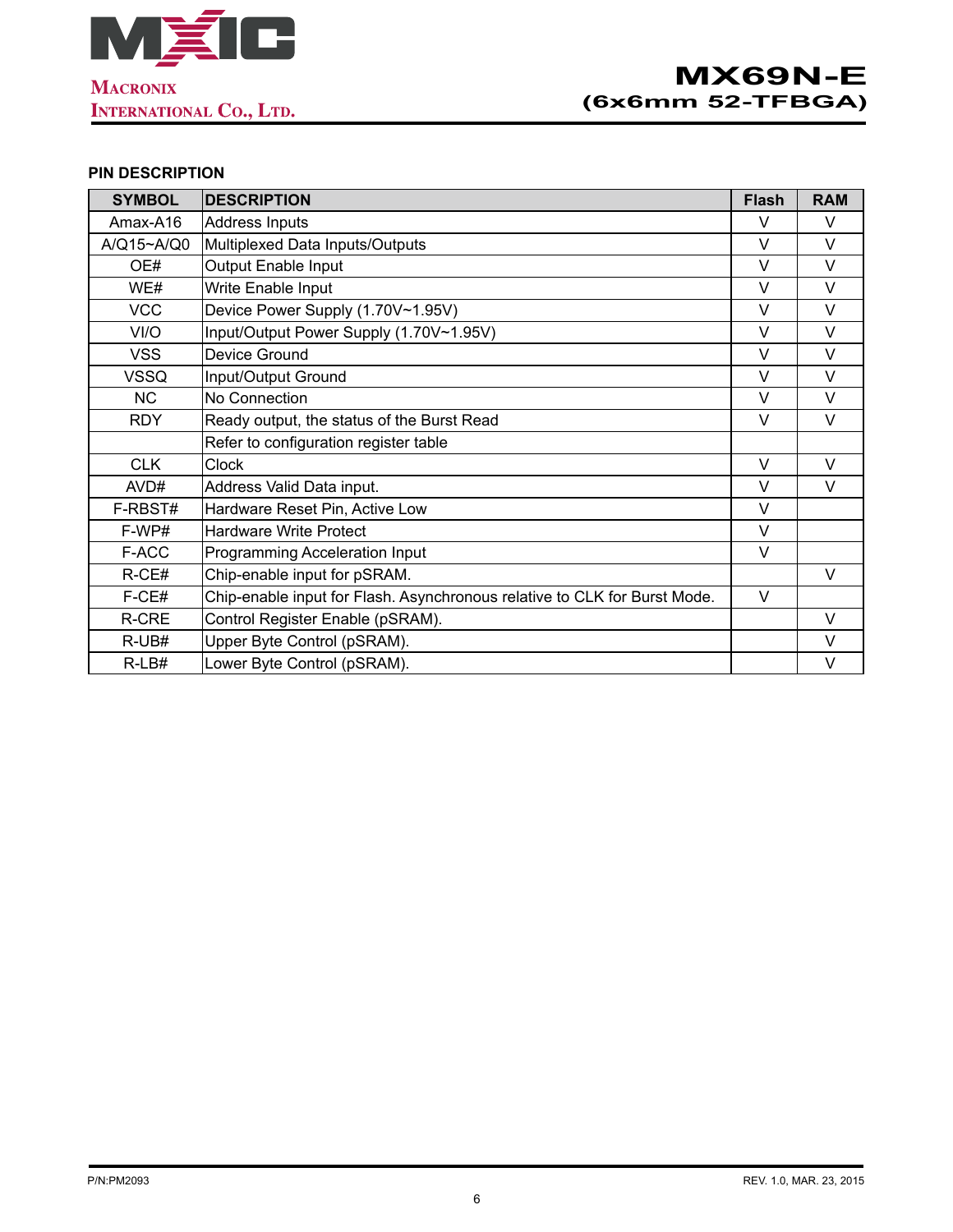## PIN DESCRIPTION

| SYMBOL | DESCRIPTION | Flash | RAM |
|---|---|---|---|
| Amax-A16 | Address Inputs | V | V |
| A/Q15~A/Q0 | Multiplexed Data Inputs/Outputs | V | V |
| OE# | Output Enable Input | V | V |
| WE# | Write Enable Input | V | V |
| VCC | Device Power Supply (1.70V~1.95V) | V | V |
| VI/O | Input/Output Power Supply (1.70V~1.95V) | V | V |
| VSS | Device Ground | V | V |
| VSSQ | Input/Output Ground | V | V |
| NC | No Connection | V | V |
| RDY | Ready output, the status of the Burst Read | V | V |
| | Refer to configuration register table | | |
| CLK | Clock | V | V |
| AVD# | Address Valid Data input. | V | V |
| F-RBST# | Hardware Reset Pin, Active Low | V | |
| F-WP# | Hardware Write Protect | V | |
| F-ACC | Programming Acceleration Input | V | |
| R-CE# | Chip-enable input for pSRAM. | | V |
| F-CE# | Chip-enable input for Flash. Asynchronous relative to CLK for Burst Mode. | V | |
| R-CRE | Control Register Enable (pSRAM). | | V |
| R-UB# | Upper Byte Control (pSRAM). | | V |
| R-LB# | Lower Byte Control (pSRAM). | | V |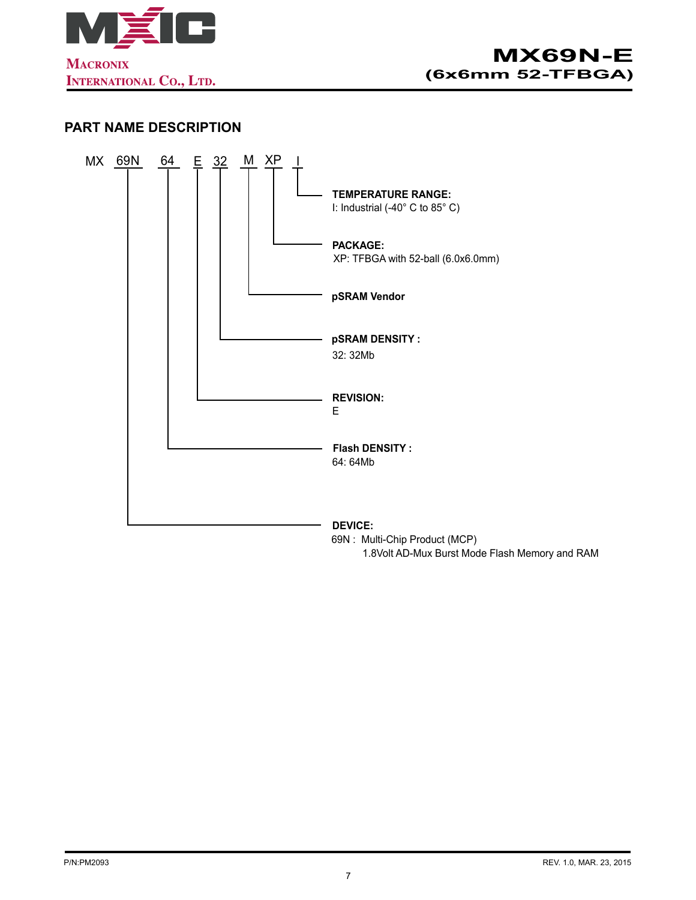## PART NAME DESCRIPTION

MX 69N 64 E 32 M XP I

| Field | Code | Description |
|---|---|---|
| TEMPERATURE RANGE: | I | I: Industrial (-40° C to 85° C) |
| PACKAGE: | XP | XP: TFBGA with 52-ball (6.0x6.0mm) |
| pSRAM Vendor | M | |
| pSRAM DENSITY : | 32 | 32: 32Mb |
| REVISION: | E | E |
| Flash DENSITY : | 64 | 64: 64Mb |
| DEVICE: | 69N | 69N : Multi-Chip Product (MCP) 1.8Volt AD-Mux Burst Mode Flash Memory and RAM |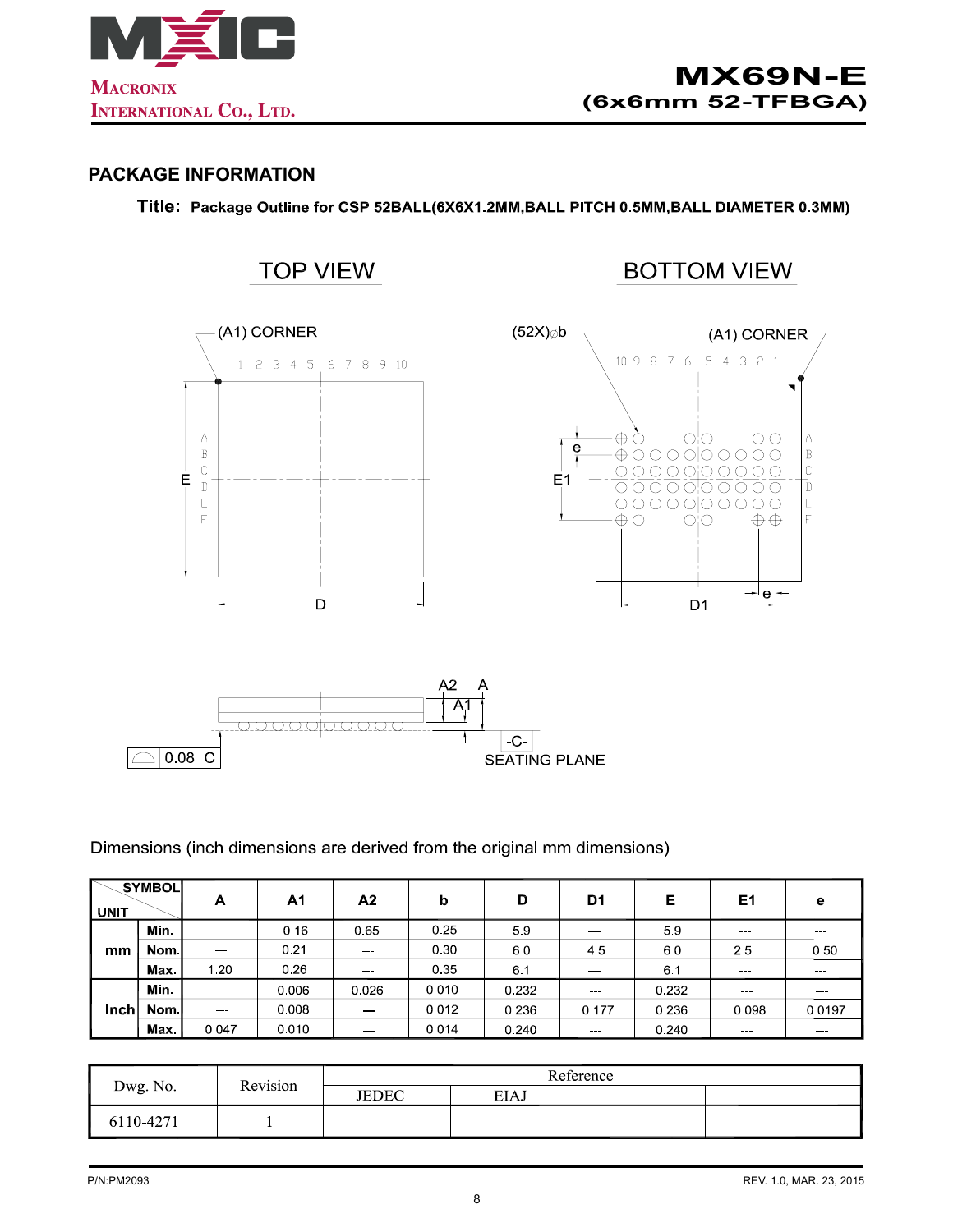## PACKAGE INFORMATION

**Title: Package Outline for CSP 52BALL(6X6X1.2MM,BALL PITCH 0.5MM,BALL DIAMETER 0.3MM)**

TOP VIEW

BOTTOM VIEW

Dimensions (inch dimensions are derived from the original mm dimensions)

| UNIT | SYMBOL | A | A1 | A2 | b | D | D1 | E | E1 | e |
|---|---|---|---|---|---|---|---|---|---|---|
| mm | Min. | --- | 0.16 | 0.65 | 0.25 | 5.9 | --- | 5.9 | --- | --- |
| | Nom. | --- | 0.21 | --- | 0.30 | 6.0 | 4.5 | 6.0 | 2.5 | 0.50 |
| | Max. | 1.20 | 0.26 | --- | 0.35 | 6.1 | --- | 6.1 | --- | --- |
| Inch | Min. | --- | 0.006 | 0.026 | 0.010 | 0.232 | --- | 0.232 | --- | --- |
| | Nom. | --- | 0.008 | --- | 0.012 | 0.236 | 0.177 | 0.236 | 0.098 | 0.0197 |
| | Max. | 0.047 | 0.010 | --- | 0.014 | 0.240 | --- | 0.240 | --- | --- |

| Dwg. No. | Revision | Reference | | | |
|---|---|---|---|---|---|
| | | JEDEC | EIAJ | | |
| 6110-4271 | 1 | | | | |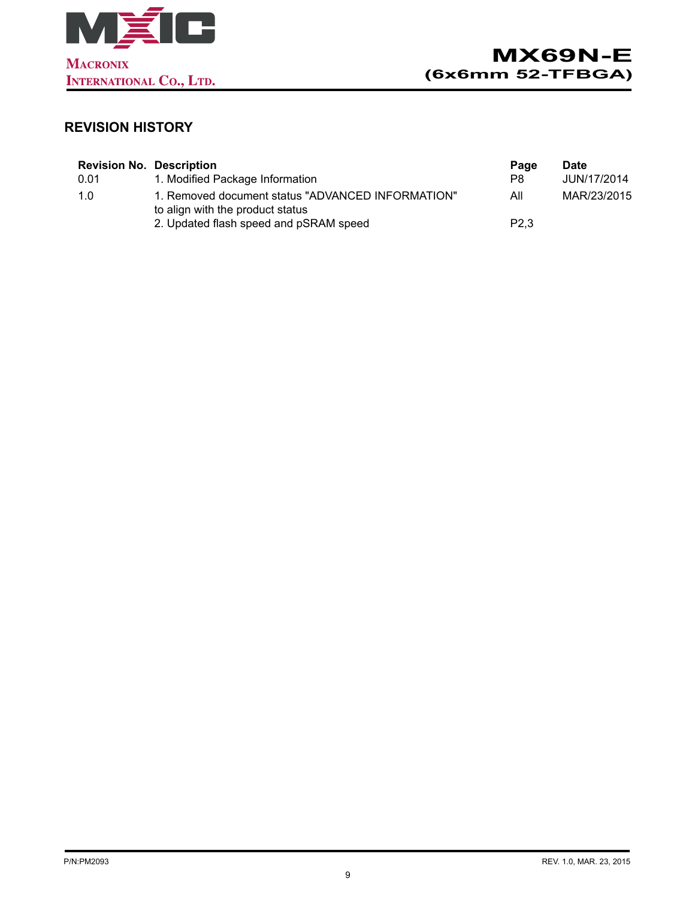## REVISION HISTORY

| Revision No. | Description | Page | Date |
|---|---|---|---|
| 0.01 | 1. Modified Package Information | P8 | JUN/17/2014 |
| 1.0 | 1. Removed document status "ADVANCED INFORMATION" to align with the product status | All | MAR/23/2015 |
| | 2. Updated flash speed and pSRAM speed | P2,3 | |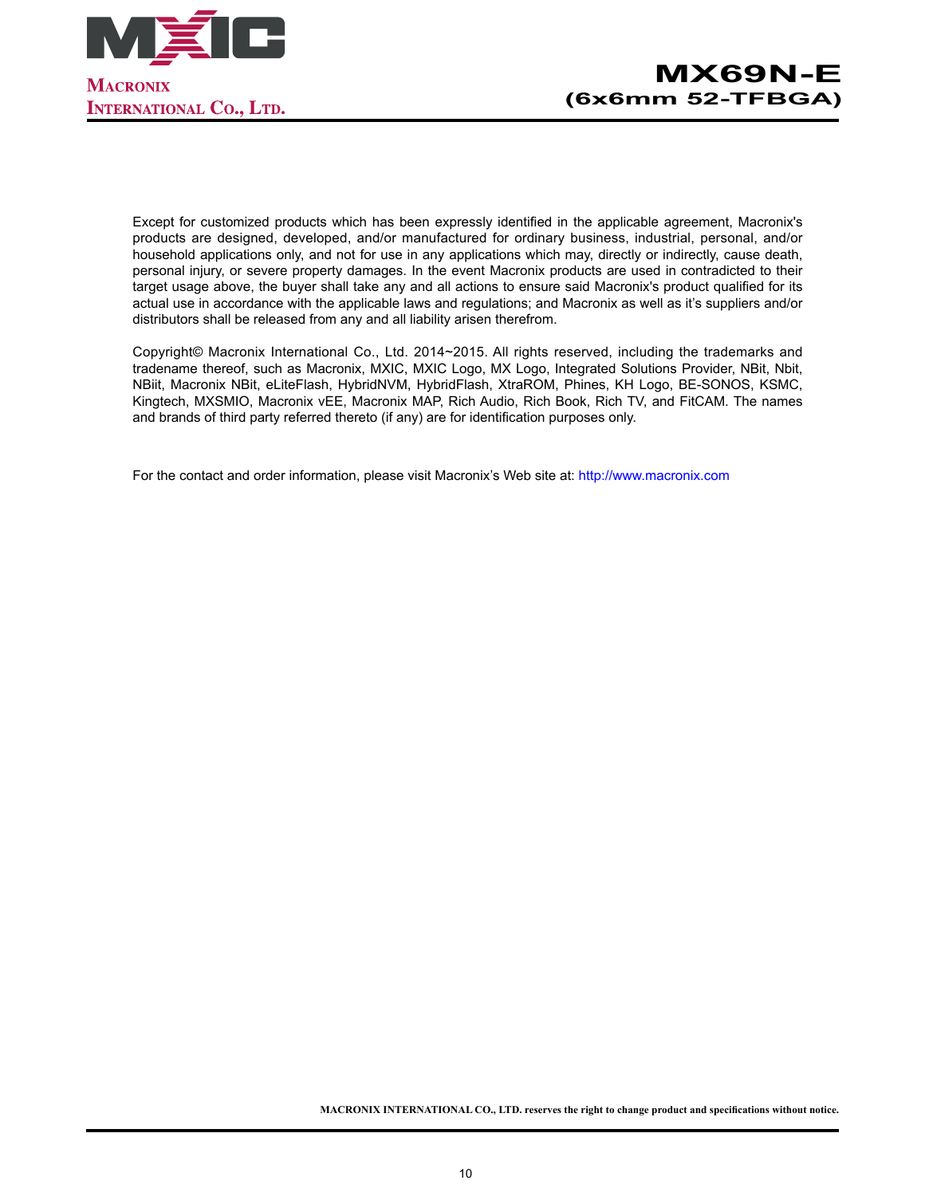Except for customized products which has been expressly identified in the applicable agreement, Macronix's products are designed, developed, and/or manufactured for ordinary business, industrial, personal, and/or household applications only, and not for use in any applications which may, directly or indirectly, cause death, personal injury, or severe property damages. In the event Macronix products are used in contradicted to their target usage above, the buyer shall take any and all actions to ensure said Macronix's product qualified for its actual use in accordance with the applicable laws and regulations; and Macronix as well as it's suppliers and/or distributors shall be released from any and all liability arisen therefrom.

Copyright© Macronix International Co., Ltd. 2014~2015. All rights reserved, including the trademarks and tradename thereof, such as Macronix, MXIC, MXIC Logo, MX Logo, Integrated Solutions Provider, NBit, Nbit, NBiit, Macronix NBit, eLiteFlash, HybridNVM, HybridFlash, XtraROM, Phines, KH Logo, BE-SONOS, KSMC, Kingtech, MXSMIO, Macronix vEE, Macronix MAP, Rich Audio, Rich Book, Rich TV, and FitCAM. The names and brands of third party referred thereto (if any) are for identification purposes only.

For the contact and order information, please visit Macronix's Web site at: http://www.macronix.com